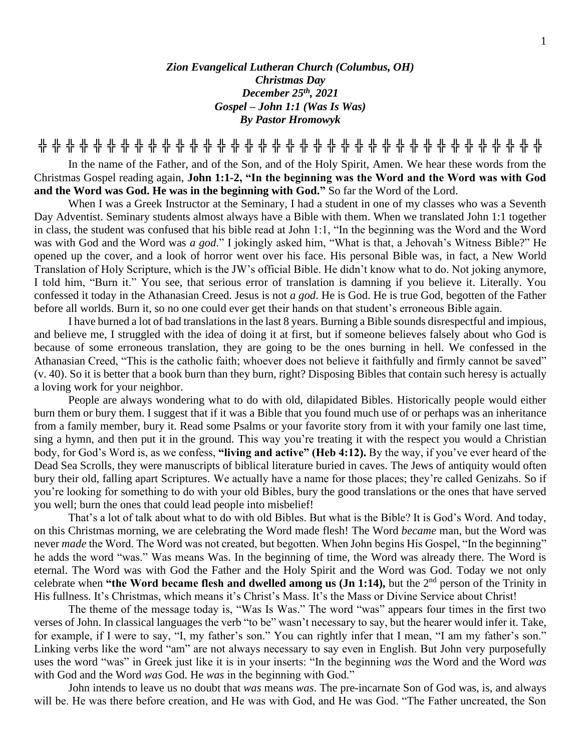***Zion Evangelical Lutheran Church (Columbus, OH)***
***Christmas Day***
***December 25th, 2021***
***Gospel – John 1:1 (Was Is Was)***
***By Pastor Hromowyk***

╬ ╬ ╬ ╬ ╬ ╬ ╬ ╬ ╬ ╬ ╬ ╬ ╬ ╬ ╬ ╬ ╬ ╬ ╬ ╬ ╬ ╬ ╬ ╬ ╬ ╬ ╬ ╬ ╬ ╬ ╬ ╬ ╬ ╬ ╬ ╬ ╬

In the name of the Father, and of the Son, and of the Holy Spirit, Amen. We hear these words from the Christmas Gospel reading again, **John 1:1-2, "In the beginning was the Word and the Word was with God and the Word was God. He was in the beginning with God."** So far the Word of the Lord.

When I was a Greek Instructor at the Seminary, I had a student in one of my classes who was a Seventh Day Adventist. Seminary students almost always have a Bible with them. When we translated John 1:1 together in class, the student was confused that his bible read at John 1:1, "In the beginning was the Word and the Word was with God and the Word was *a god*." I jokingly asked him, "What is that, a Jehovah's Witness Bible?" He opened up the cover, and a look of horror went over his face. His personal Bible was, in fact, a New World Translation of Holy Scripture, which is the JW's official Bible. He didn't know what to do. Not joking anymore, I told him, "Burn it." You see, that serious error of translation is damning if you believe it. Literally. You confessed it today in the Athanasian Creed. Jesus is not *a god*. He is God. He is true God, begotten of the Father before all worlds. Burn it, so no one could ever get their hands on that student's erroneous Bible again.

I have burned a lot of bad translations in the last 8 years. Burning a Bible sounds disrespectful and impious, and believe me, I struggled with the idea of doing it at first, but if someone believes falsely about who God is because of some erroneous translation, they are going to be the ones burning in hell. We confessed in the Athanasian Creed, "This is the catholic faith; whoever does not believe it faithfully and firmly cannot be saved" (v. 40). So it is better that a book burn than they burn, right? Disposing Bibles that contain such heresy is actually a loving work for your neighbor.

People are always wondering what to do with old, dilapidated Bibles. Historically people would either burn them or bury them. I suggest that if it was a Bible that you found much use of or perhaps was an inheritance from a family member, bury it. Read some Psalms or your favorite story from it with your family one last time, sing a hymn, and then put it in the ground. This way you're treating it with the respect you would a Christian body, for God's Word is, as we confess, **"living and active" (Heb 4:12).** By the way, if you've ever heard of the Dead Sea Scrolls, they were manuscripts of biblical literature buried in caves. The Jews of antiquity would often bury their old, falling apart Scriptures. We actually have a name for those places; they're called Genizahs. So if you're looking for something to do with your old Bibles, bury the good translations or the ones that have served you well; burn the ones that could lead people into misbelief!

That's a lot of talk about what to do with old Bibles. But what is the Bible? It is God's Word. And today, on this Christmas morning, we are celebrating the Word made flesh! The Word *became* man, but the Word was never *made* the Word. The Word was not created, but begotten. When John begins His Gospel, "In the beginning" he adds the word "was." Was means Was. In the beginning of time, the Word was already there. The Word is eternal. The Word was with God the Father and the Holy Spirit and the Word was God. Today we not only celebrate when **"the Word became flesh and dwelled among us (Jn 1:14),** but the 2nd person of the Trinity in His fullness. It's Christmas, which means it's Christ's Mass. It's the Mass or Divine Service about Christ!

The theme of the message today is, "Was Is Was." The word "was" appears four times in the first two verses of John. In classical languages the verb "to be" wasn't necessary to say, but the hearer would infer it. Take, for example, if I were to say, "I, my father's son." You can rightly infer that I mean, "I am my father's son." Linking verbs like the word "am" are not always necessary to say even in English. But John very purposefully uses the word "was" in Greek just like it is in your inserts: "In the beginning *was* the Word and the Word *was* with God and the Word *was* God. He *was* in the beginning with God."

John intends to leave us no doubt that *was* means *was*. The pre-incarnate Son of God was, is, and always will be. He was there before creation, and He was with God, and He was God. "The Father uncreated, the Son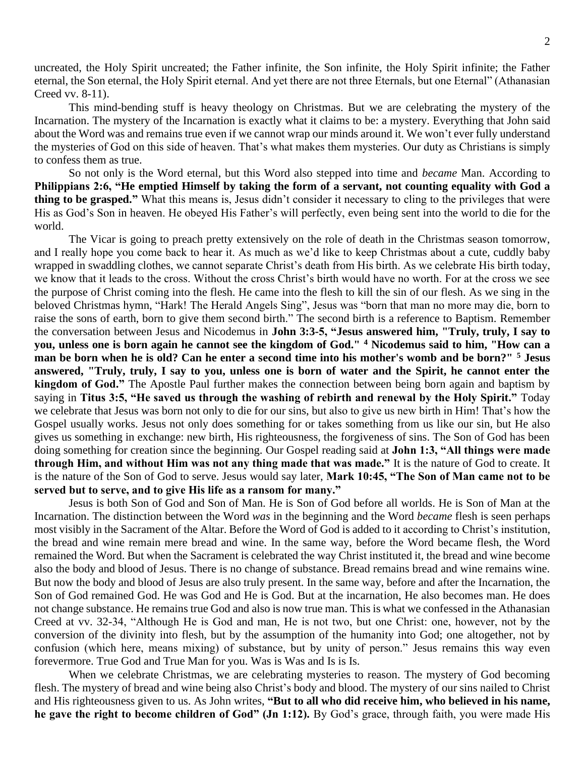uncreated, the Holy Spirit uncreated; the Father infinite, the Son infinite, the Holy Spirit infinite; the Father eternal, the Son eternal, the Holy Spirit eternal. And yet there are not three Eternals, but one Eternal" (Athanasian Creed vv. 8-11).

This mind-bending stuff is heavy theology on Christmas. But we are celebrating the mystery of the Incarnation. The mystery of the Incarnation is exactly what it claims to be: a mystery. Everything that John said about the Word was and remains true even if we cannot wrap our minds around it. We won't ever fully understand the mysteries of God on this side of heaven. That's what makes them mysteries. Our duty as Christians is simply to confess them as true.

So not only is the Word eternal, but this Word also stepped into time and *became* Man. According to **Philippians 2:6, "He emptied Himself by taking the form of a servant, not counting equality with God a thing to be grasped."** What this means is, Jesus didn't consider it necessary to cling to the privileges that were His as God's Son in heaven. He obeyed His Father's will perfectly, even being sent into the world to die for the world.

The Vicar is going to preach pretty extensively on the role of death in the Christmas season tomorrow, and I really hope you come back to hear it. As much as we'd like to keep Christmas about a cute, cuddly baby wrapped in swaddling clothes, we cannot separate Christ's death from His birth. As we celebrate His birth today, we know that it leads to the cross. Without the cross Christ's birth would have no worth. For at the cross we see the purpose of Christ coming into the flesh. He came into the flesh to kill the sin of our flesh. As we sing in the beloved Christmas hymn, "Hark! The Herald Angels Sing", Jesus was "born that man no more may die, born to raise the sons of earth, born to give them second birth." The second birth is a reference to Baptism. Remember the conversation between Jesus and Nicodemus in **John 3:3-5, "Jesus answered him, "Truly, truly, I say to you, unless one is born again he cannot see the kingdom of God." [4] Nicodemus said to him, "How can a man be born when he is old? Can he enter a second time into his mother's womb and be born?" [5] Jesus answered, "Truly, truly, I say to you, unless one is born of water and the Spirit, he cannot enter the kingdom of God."** The Apostle Paul further makes the connection between being born again and baptism by saying in **Titus 3:5, "He saved us through the washing of rebirth and renewal by the Holy Spirit."** Today we celebrate that Jesus was born not only to die for our sins, but also to give us new birth in Him! That's how the Gospel usually works. Jesus not only does something for or takes something from us like our sin, but He also gives us something in exchange: new birth, His righteousness, the forgiveness of sins. The Son of God has been doing something for creation since the beginning. Our Gospel reading said at **John 1:3, "All things were made through Him, and without Him was not any thing made that was made."** It is the nature of God to create. It is the nature of the Son of God to serve. Jesus would say later, **Mark 10:45, "The Son of Man came not to be served but to serve, and to give His life as a ransom for many."**

Jesus is both Son of God and Son of Man. He is Son of God before all worlds. He is Son of Man at the Incarnation. The distinction between the Word *was* in the beginning and the Word *became* flesh is seen perhaps most visibly in the Sacrament of the Altar. Before the Word of God is added to it according to Christ's institution, the bread and wine remain mere bread and wine. In the same way, before the Word became flesh, the Word remained the Word. But when the Sacrament is celebrated the way Christ instituted it, the bread and wine become also the body and blood of Jesus. There is no change of substance. Bread remains bread and wine remains wine. But now the body and blood of Jesus are also truly present. In the same way, before and after the Incarnation, the Son of God remained God. He was God and He is God. But at the incarnation, He also becomes man. He does not change substance. He remains true God and also is now true man. This is what we confessed in the Athanasian Creed at vv. 32-34, "Although He is God and man, He is not two, but one Christ: one, however, not by the conversion of the divinity into flesh, but by the assumption of the humanity into God; one altogether, not by confusion (which here, means mixing) of substance, but by unity of person." Jesus remains this way even forevermore. True God and True Man for you. Was is Was and Is is Is.

When we celebrate Christmas, we are celebrating mysteries to reason. The mystery of God becoming flesh. The mystery of bread and wine being also Christ's body and blood. The mystery of our sins nailed to Christ and His righteousness given to us. As John writes, **"But to all who did receive him, who believed in his name, he gave the right to become children of God" (Jn 1:12).** By God's grace, through faith, you were made His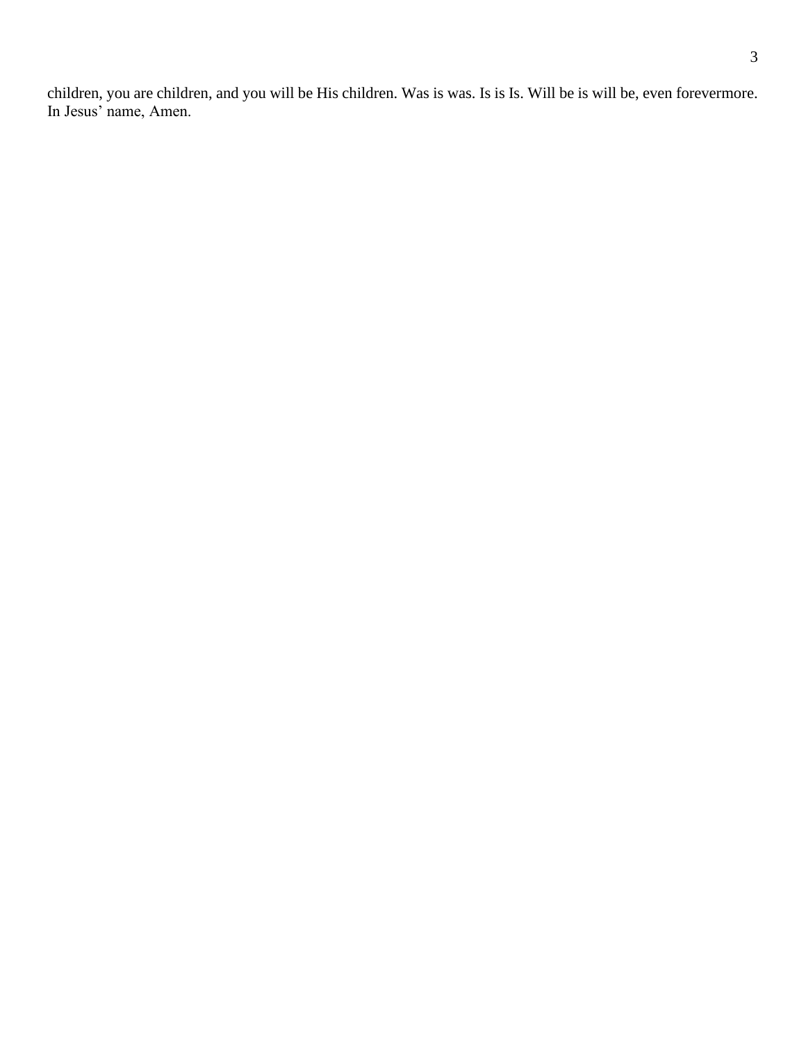children, you are children, and you will be His children. Was is was. Is is Is. Will be is will be, even forevermore. In Jesus' name, Amen.